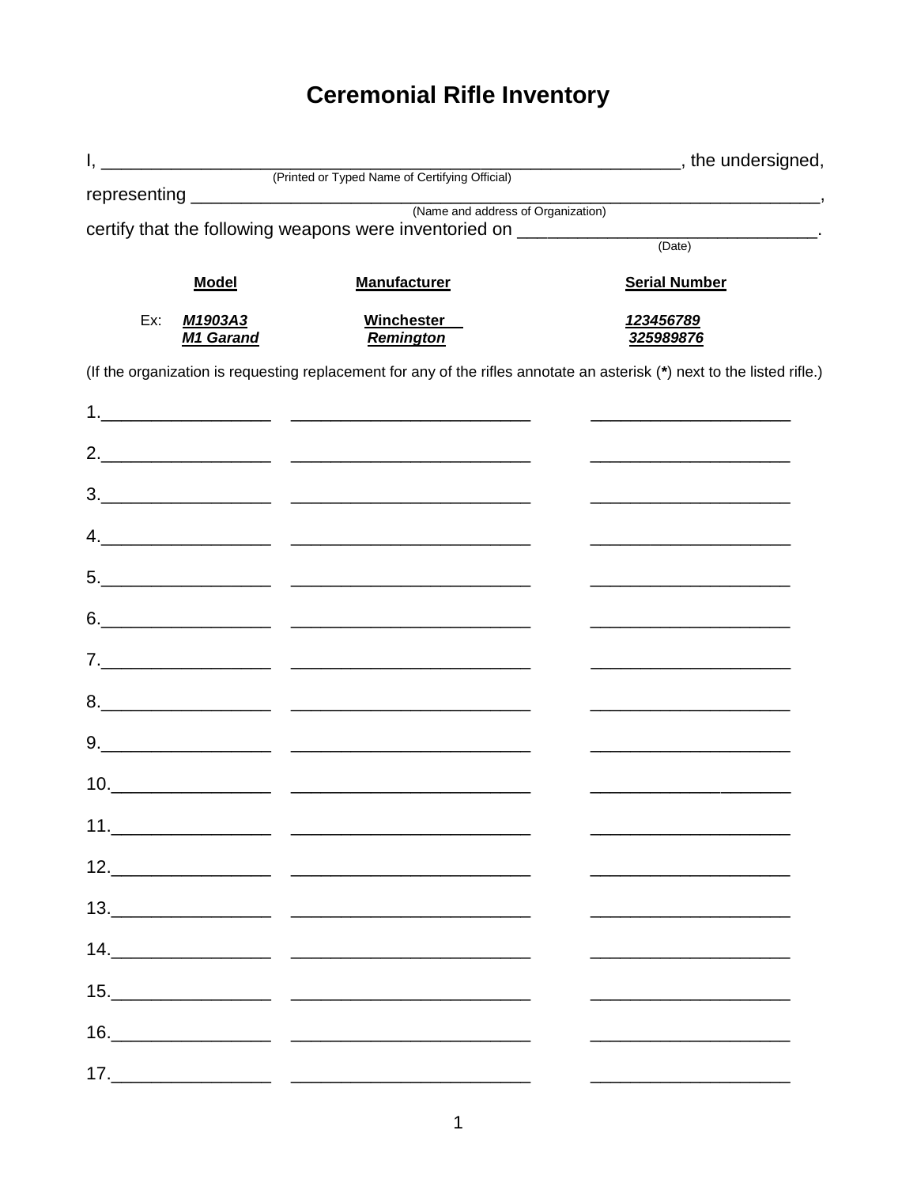# Ceremonial Rifle Inventory

I, ____________________________________________________________, the undersigned,
(Printed or Typed Name of Certifying Official)

representing ____________________________________________________________,
(Name and address of Organization)

certify that the following weapons were inventoried on ____________________________.
(Date)

| | Model | Manufacturer | Serial Number |
|---|---|---|---|
| Ex: | ***M1903A3*** | **Winchester** | ***123456789*** |
| | ***M1 Garand*** | ***Remington*** | ***325989876*** |

(If the organization is requesting replacement for any of the rifles annotate an asterisk (**\***) next to the listed rifle.)

| | Model | Manufacturer | Serial Number |
|---|---|---|---|
| 1. | ________________ | ________________________ | ____________________ |
| 2. | ________________ | ________________________ | ____________________ |
| 3. | ________________ | ________________________ | ____________________ |
| 4. | ________________ | ________________________ | ____________________ |
| 5. | ________________ | ________________________ | ____________________ |
| 6. | ________________ | ________________________ | ____________________ |
| 7. | ________________ | ________________________ | ____________________ |
| 8. | ________________ | ________________________ | ____________________ |
| 9. | ________________ | ________________________ | ____________________ |
| 10. | ________________ | ________________________ | ____________________ |
| 11. | ________________ | ________________________ | ____________________ |
| 12. | ________________ | ________________________ | ____________________ |
| 13. | ________________ | ________________________ | ____________________ |
| 14. | ________________ | ________________________ | ____________________ |
| 15. | ________________ | ________________________ | ____________________ |
| 16. | ________________ | ________________________ | ____________________ |
| 17. | ________________ | ________________________ | ____________________ |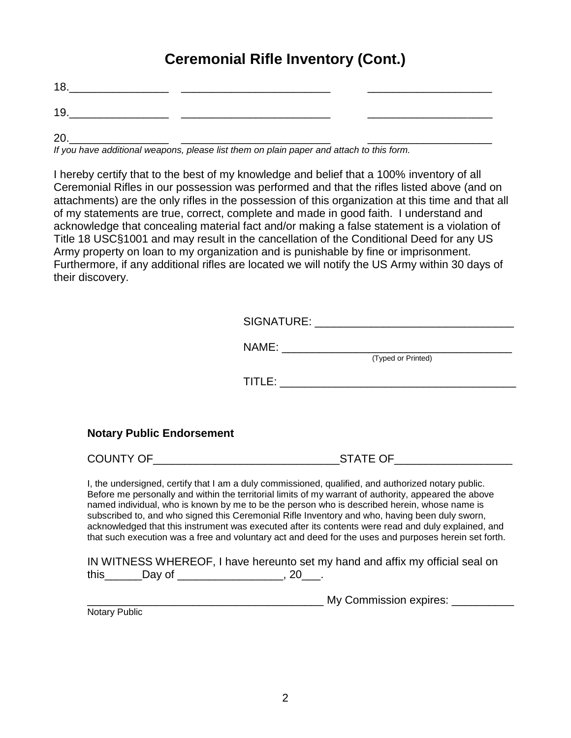# Ceremonial Rifle Inventory (Cont.)

18.________________ ________________________ ____________________

19.________________ ________________________ ____________________

20.________________ ________________________ ____________________

*If you have additional weapons, please list them on plain paper and attach to this form.*

I hereby certify that to the best of my knowledge and belief that a 100% inventory of all Ceremonial Rifles in our possession was performed and that the rifles listed above (and on attachments) are the only rifles in the possession of this organization at this time and that all of my statements are true, correct, complete and made in good faith. I understand and acknowledge that concealing material fact and/or making a false statement is a violation of Title 18 USC§1001 and may result in the cancellation of the Conditional Deed for any US Army property on loan to my organization and is punishable by fine or imprisonment. Furthermore, if any additional rifles are located we will notify the US Army within 30 days of their discovery.

SIGNATURE: ________________________________

NAME: ____________________________________
(Typed or Printed)

TITLE: ____________________________________

**Notary Public Endorsement**

COUNTY OF______________________________STATE OF___________________

I, the undersigned, certify that I am a duly commissioned, qualified, and authorized notary public. Before me personally and within the territorial limits of my warrant of authority, appeared the above named individual, who is known by me to be the person who is described herein, whose name is subscribed to, and who signed this Ceremonial Rifle Inventory and who, having been duly sworn, acknowledged that this instrument was executed after its contents were read and duly explained, and that such execution was a free and voluntary act and deed for the uses and purposes herein set forth.

IN WITNESS WHEREOF, I have hereunto set my hand and affix my official seal on this______Day of _________________, 20___.

_______________________________________ My Commission expires: __________
Notary Public